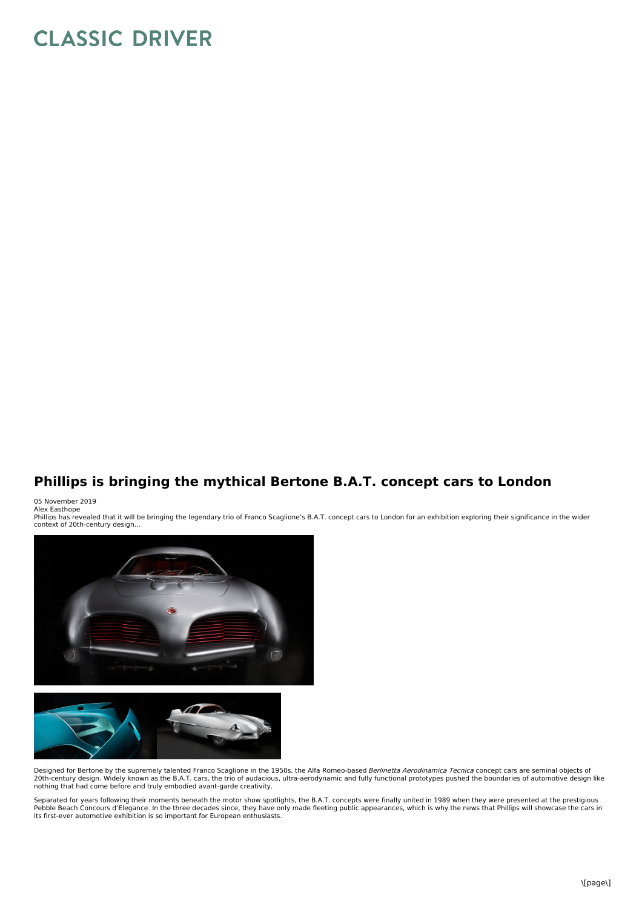# Phillips is bringing the mythical Bertone B.A.T. concept cars to London

05 November 2019

Alex Easthope

Phillips has revealed that it will be bringing the legendary trio of Franco Scaglione's B.A.T. concept cars to London for an exhibition exploring their significance in the wider context of 20th-century design...

Designed for Bertone by the supremely talented Franco Scaglione in the 1950s, the Alfa Romeo-based *Berlinetta Aerodinamica Tecnica* concept cars are seminal objects of 20th-century design. Widely known as the B.A.T. cars, the trio of audacious, ultra-aerodynamic and fully functional prototypes pushed the boundaries of automotive design like nothing that had come before and truly embodied avant-garde creativity.

Separated for years following their moments beneath the motor show spotlights, the B.A.T. concepts were finally united in 1989 when they were presented at the prestigious Pebble Beach Concours d'Elegance. In the three decades since, they have only made fleeting public appearances, which is why the news that Phillips will showcase the cars in its first-ever automotive exhibition is so important for European enthusiasts.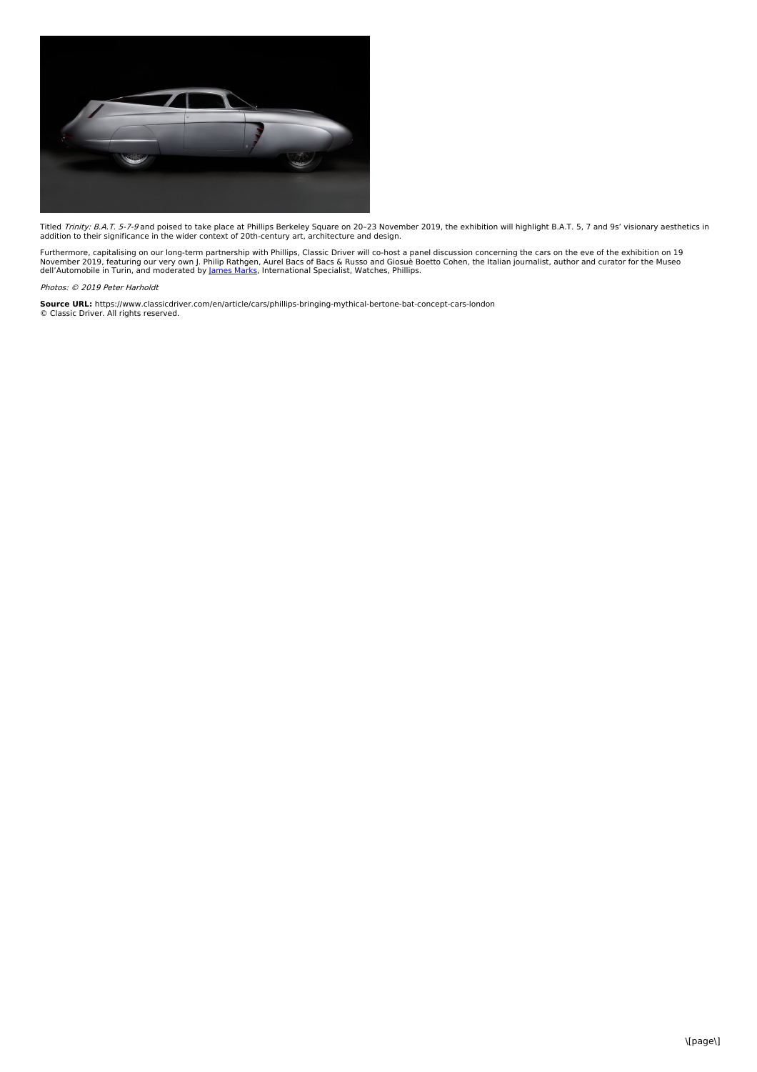Titled *Trinity: B.A.T. 5-7-9* and poised to take place at Phillips Berkeley Square on 20–23 November 2019, the exhibition will highlight B.A.T. 5, 7 and 9s' visionary aesthetics in addition to their significance in the wider context of 20th-century art, architecture and design.

Furthermore, capitalising on our long-term partnership with Phillips, Classic Driver will co-host a panel discussion concerning the cars on the eve of the exhibition on 19 November 2019, featuring our very own J. Philip Rathgen, Aurel Bacs of Bacs & Russo and Giosuè Boetto Cohen, the Italian journalist, author and curator for the Museo dell'Automobile in Turin, and moderated by James Marks, International Specialist, Watches, Phillips.

*Photos: © 2019 Peter Harholdt*

**Source URL:** https://www.classicdriver.com/en/article/cars/phillips-bringing-mythical-bertone-bat-concept-cars-london
© Classic Driver. All rights reserved.